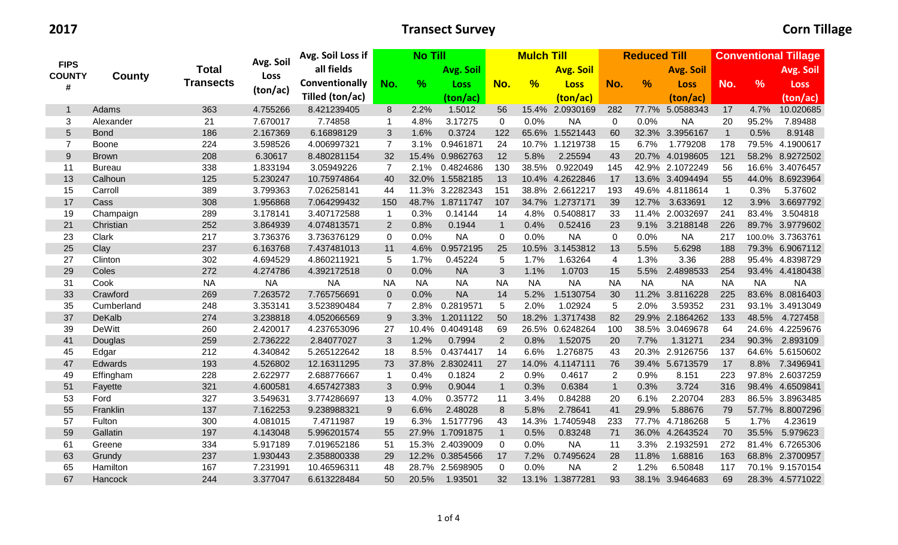**2017** **Transect Survey** **Corn Tillage**

| FIPS COUNTY # | County | Total Transects | Avg. Soil Loss (ton/ac) | Avg. Soil Loss if all fields Conventionally Tilled (ton/ac) | No Till | | | Mulch Till | | | Reduced Till | | | Conventional Tillage | | |
|---|---|---|---|---|---|---|---|---|---|---|---|---|---|---|---|---|
| | | | | | No. | % | Avg. Soil Loss (ton/ac) | No. | % | Avg. Soil Loss (ton/ac) | No. | % | Avg. Soil Loss (ton/ac) | No. | % | Avg. Soil Loss (ton/ac) |
| 1 | Adams | 363 | 4.755266 | 8.421239405 | 8 | 2.2% | 1.5012 | 56 | 15.4% | 2.0930169 | 282 | 77.7% | 5.0588343 | 17 | 4.7% | 10.020685 |
| 3 | Alexander | 21 | 7.670017 | 7.74858 | 1 | 4.8% | 3.17275 | 0 | 0.0% | NA | 0 | 0.0% | NA | 20 | 95.2% | 7.89488 |
| 5 | Bond | 186 | 2.167369 | 6.16898129 | 3 | 1.6% | 0.3724 | 122 | 65.6% | 1.5521443 | 60 | 32.3% | 3.3956167 | 1 | 0.5% | 8.9148 |
| 7 | Boone | 224 | 3.598526 | 4.006997321 | 7 | 3.1% | 0.9461871 | 24 | 10.7% | 1.1219738 | 15 | 6.7% | 1.779208 | 178 | 79.5% | 4.1900617 |
| 9 | Brown | 208 | 6.30617 | 8.480281154 | 32 | 15.4% | 0.9862763 | 12 | 5.8% | 2.25594 | 43 | 20.7% | 4.0198605 | 121 | 58.2% | 8.9272502 |
| 11 | Bureau | 338 | 1.833194 | 3.05949226 | 7 | 2.1% | 0.4824686 | 130 | 38.5% | 0.922049 | 145 | 42.9% | 2.1072249 | 56 | 16.6% | 3.4076457 |
| 13 | Calhoun | 125 | 5.230247 | 10.75974864 | 40 | 32.0% | 1.5582185 | 13 | 10.4% | 4.2622846 | 17 | 13.6% | 3.4094494 | 55 | 44.0% | 8.6923964 |
| 15 | Carroll | 389 | 3.799363 | 7.026258141 | 44 | 11.3% | 3.2282343 | 151 | 38.8% | 2.6612217 | 193 | 49.6% | 4.8118614 | 1 | 0.3% | 5.37602 |
| 17 | Cass | 308 | 1.956868 | 7.064299432 | 150 | 48.7% | 1.8711747 | 107 | 34.7% | 1.2737171 | 39 | 12.7% | 3.633691 | 12 | 3.9% | 3.6697792 |
| 19 | Champaign | 289 | 3.178141 | 3.407172588 | 1 | 0.3% | 0.14144 | 14 | 4.8% | 0.5408817 | 33 | 11.4% | 2.0032697 | 241 | 83.4% | 3.504818 |
| 21 | Christian | 252 | 3.864939 | 4.074813571 | 2 | 0.8% | 0.1944 | 1 | 0.4% | 0.52416 | 23 | 9.1% | 3.2188148 | 226 | 89.7% | 3.9779602 |
| 23 | Clark | 217 | 3.736376 | 3.736376129 | 0 | 0.0% | NA | 0 | 0.0% | NA | 0 | 0.0% | NA | 217 | 100.0% | 3.7363761 |
| 25 | Clay | 237 | 6.163768 | 7.437481013 | 11 | 4.6% | 0.9572195 | 25 | 10.5% | 3.1453812 | 13 | 5.5% | 5.6298 | 188 | 79.3% | 6.9067112 |
| 27 | Clinton | 302 | 4.694529 | 4.860211921 | 5 | 1.7% | 0.45224 | 5 | 1.7% | 1.63264 | 4 | 1.3% | 3.36 | 288 | 95.4% | 4.8398729 |
| 29 | Coles | 272 | 4.274786 | 4.392172518 | 0 | 0.0% | NA | 3 | 1.1% | 1.0703 | 15 | 5.5% | 2.4898533 | 254 | 93.4% | 4.4180438 |
| 31 | Cook | NA | NA | NA | NA | NA | NA | NA | NA | NA | NA | NA | NA | NA | NA | NA |
| 33 | Crawford | 269 | 7.263572 | 7.765756691 | 0 | 0.0% | NA | 14 | 5.2% | 1.5130754 | 30 | 11.2% | 3.8116228 | 225 | 83.6% | 8.0816403 |
| 35 | Cumberland | 248 | 3.353141 | 3.523890484 | 7 | 2.8% | 0.2819571 | 5 | 2.0% | 1.02924 | 5 | 2.0% | 3.59352 | 231 | 93.1% | 3.4913049 |
| 37 | DeKalb | 274 | 3.238818 | 4.052066569 | 9 | 3.3% | 1.2011122 | 50 | 18.2% | 1.3717438 | 82 | 29.9% | 2.1864262 | 133 | 48.5% | 4.727458 |
| 39 | DeWitt | 260 | 2.420017 | 4.237653096 | 27 | 10.4% | 0.4049148 | 69 | 26.5% | 0.6248264 | 100 | 38.5% | 3.0469678 | 64 | 24.6% | 4.2259676 |
| 41 | Douglas | 259 | 2.736222 | 2.84077027 | 3 | 1.2% | 0.7994 | 2 | 0.8% | 1.52075 | 20 | 7.7% | 1.31271 | 234 | 90.3% | 2.893109 |
| 45 | Edgar | 212 | 4.340842 | 5.265122642 | 18 | 8.5% | 0.4374417 | 14 | 6.6% | 1.276875 | 43 | 20.3% | 2.9126756 | 137 | 64.6% | 5.6150602 |
| 47 | Edwards | 193 | 4.526802 | 12.16311295 | 73 | 37.8% | 2.8302411 | 27 | 14.0% | 4.1147111 | 76 | 39.4% | 5.6713579 | 17 | 8.8% | 7.3496941 |
| 49 | Effingham | 228 | 2.622977 | 2.688776667 | 1 | 0.4% | 0.1824 | 2 | 0.9% | 0.4617 | 2 | 0.9% | 8.151 | 223 | 97.8% | 2.6037259 |
| 51 | Fayette | 321 | 4.600581 | 4.657427383 | 3 | 0.9% | 0.9044 | 1 | 0.3% | 0.6384 | 1 | 0.3% | 3.724 | 316 | 98.4% | 4.6509841 |
| 53 | Ford | 327 | 3.549631 | 3.774286697 | 13 | 4.0% | 0.35772 | 11 | 3.4% | 0.84288 | 20 | 6.1% | 2.20704 | 283 | 86.5% | 3.8963485 |
| 55 | Franklin | 137 | 7.162253 | 9.238988321 | 9 | 6.6% | 2.48028 | 8 | 5.8% | 2.78641 | 41 | 29.9% | 5.88676 | 79 | 57.7% | 8.8007296 |
| 57 | Fulton | 300 | 4.081015 | 7.4711987 | 19 | 6.3% | 1.5177796 | 43 | 14.3% | 1.7405948 | 233 | 77.7% | 4.7186268 | 5 | 1.7% | 4.23619 |
| 59 | Gallatin | 197 | 4.143048 | 5.996201574 | 55 | 27.9% | 1.7091875 | 1 | 0.5% | 0.83248 | 71 | 36.0% | 4.2643524 | 70 | 35.5% | 5.979623 |
| 61 | Greene | 334 | 5.917189 | 7.019652186 | 51 | 15.3% | 2.4039009 | 0 | 0.0% | NA | 11 | 3.3% | 2.1932591 | 272 | 81.4% | 6.7265306 |
| 63 | Grundy | 237 | 1.930443 | 2.358800338 | 29 | 12.2% | 0.3854566 | 17 | 7.2% | 0.7495624 | 28 | 11.8% | 1.68816 | 163 | 68.8% | 2.3700957 |
| 65 | Hamilton | 167 | 7.231991 | 10.46596311 | 48 | 28.7% | 2.5698905 | 0 | 0.0% | NA | 2 | 1.2% | 6.50848 | 117 | 70.1% | 9.1570154 |
| 67 | Hancock | 244 | 3.377047 | 6.613228484 | 50 | 20.5% | 1.93501 | 32 | 13.1% | 1.3877281 | 93 | 38.1% | 3.9464683 | 69 | 28.3% | 4.5771022 |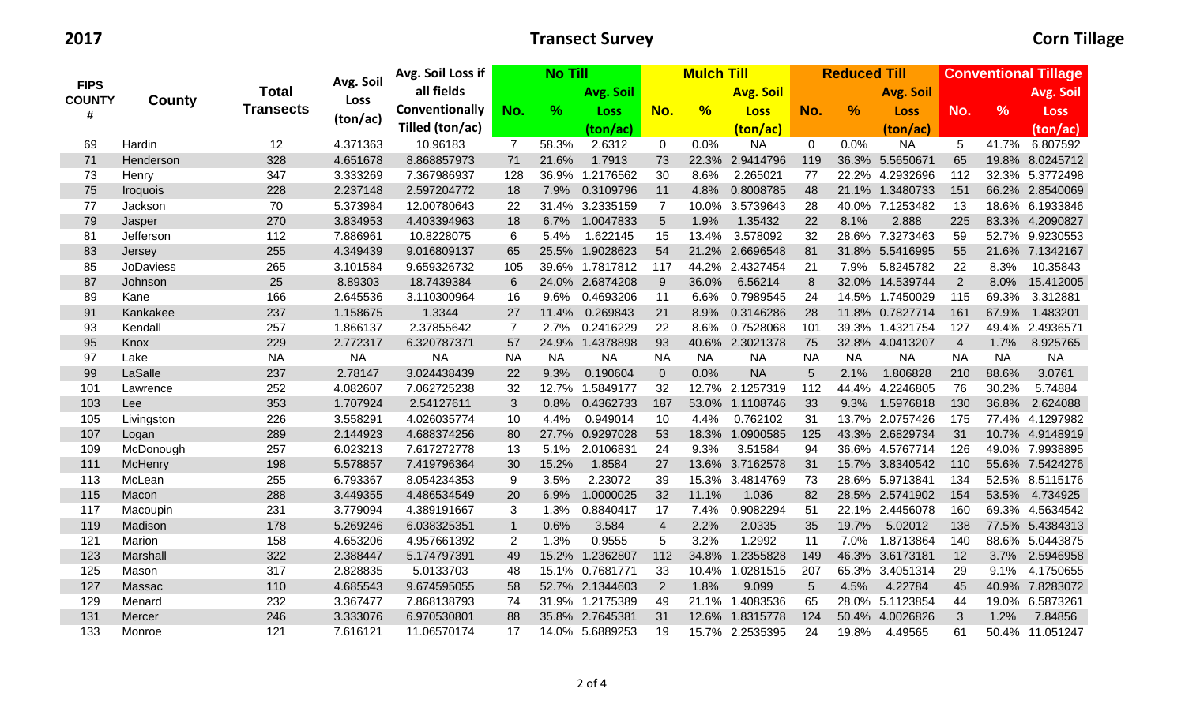**2017** **Transect Survey** **Corn Tillage**

| FIPS COUNTY # | County | Total Transects | Avg. Soil Loss (ton/ac) | Avg. Soil Loss if all fields Conventionally Tilled (ton/ac) | No Till | | | Mulch Till | | | Reduced Till | | | Conventional Tillage | | |
|---|---|---|---|---|---|---|---|---|---|---|---|---|---|---|---|---|
| | | | | | No. | % | Avg. Soil Loss (ton/ac) | No. | % | Avg. Soil Loss (ton/ac) | No. | % | Avg. Soil Loss (ton/ac) | No. | % | Avg. Soil Loss (ton/ac) |
| 69 | Hardin | 12 | 4.371363 | 10.96183 | 7 | 58.3% | 2.6312 | 0 | 0.0% | NA | 0 | 0.0% | NA | 5 | 41.7% | 6.807592 |
| 71 | Henderson | 328 | 4.651678 | 8.868857973 | 71 | 21.6% | 1.7913 | 73 | 22.3% | 2.9414796 | 119 | 36.3% | 5.5650671 | 65 | 19.8% | 8.0245712 |
| 73 | Henry | 347 | 3.333269 | 7.367986937 | 128 | 36.9% | 1.2176562 | 30 | 8.6% | 2.265021 | 77 | 22.2% | 4.2932696 | 112 | 32.3% | 5.3772498 |
| 75 | Iroquois | 228 | 2.237148 | 2.597204772 | 18 | 7.9% | 0.3109796 | 11 | 4.8% | 0.8008785 | 48 | 21.1% | 1.3480733 | 151 | 66.2% | 2.8540069 |
| 77 | Jackson | 70 | 5.373984 | 12.00780643 | 22 | 31.4% | 3.2335159 | 7 | 10.0% | 3.5739643 | 28 | 40.0% | 7.1253482 | 13 | 18.6% | 6.1933846 |
| 79 | Jasper | 270 | 3.834953 | 4.403394963 | 18 | 6.7% | 1.0047833 | 5 | 1.9% | 1.35432 | 22 | 8.1% | 2.888 | 225 | 83.3% | 4.2090827 |
| 81 | Jefferson | 112 | 7.886961 | 10.8228075 | 6 | 5.4% | 1.622145 | 15 | 13.4% | 3.578092 | 32 | 28.6% | 7.3273463 | 59 | 52.7% | 9.9230553 |
| 83 | Jersey | 255 | 4.349439 | 9.016809137 | 65 | 25.5% | 1.9028623 | 54 | 21.2% | 2.6696548 | 81 | 31.8% | 5.5416995 | 55 | 21.6% | 7.1342167 |
| 85 | JoDaviess | 265 | 3.101584 | 9.659326732 | 105 | 39.6% | 1.7817812 | 117 | 44.2% | 2.4327454 | 21 | 7.9% | 5.8245782 | 22 | 8.3% | 10.35843 |
| 87 | Johnson | 25 | 8.89303 | 18.7439384 | 6 | 24.0% | 2.6874208 | 9 | 36.0% | 6.56214 | 8 | 32.0% | 14.539744 | 2 | 8.0% | 15.412005 |
| 89 | Kane | 166 | 2.645536 | 3.110300964 | 16 | 9.6% | 0.4693206 | 11 | 6.6% | 0.7989545 | 24 | 14.5% | 1.7450029 | 115 | 69.3% | 3.312881 |
| 91 | Kankakee | 237 | 1.158675 | 1.3344 | 27 | 11.4% | 0.269843 | 21 | 8.9% | 0.3146286 | 28 | 11.8% | 0.7827714 | 161 | 67.9% | 1.483201 |
| 93 | Kendall | 257 | 1.866137 | 2.37855642 | 7 | 2.7% | 0.2416229 | 22 | 8.6% | 0.7528068 | 101 | 39.3% | 1.4321754 | 127 | 49.4% | 2.4936571 |
| 95 | Knox | 229 | 2.772317 | 6.320787371 | 57 | 24.9% | 1.4378898 | 93 | 40.6% | 2.3021378 | 75 | 32.8% | 4.0413207 | 4 | 1.7% | 8.925765 |
| 97 | Lake | NA | NA | NA | NA | NA | NA | NA | NA | NA | NA | NA | NA | NA | NA | NA |
| 99 | LaSalle | 237 | 2.78147 | 3.024438439 | 22 | 9.3% | 0.190604 | 0 | 0.0% | NA | 5 | 2.1% | 1.806828 | 210 | 88.6% | 3.0761 |
| 101 | Lawrence | 252 | 4.082607 | 7.062725238 | 32 | 12.7% | 1.5849177 | 32 | 12.7% | 2.1257319 | 112 | 44.4% | 4.2246805 | 76 | 30.2% | 5.74884 |
| 103 | Lee | 353 | 1.707924 | 2.54127611 | 3 | 0.8% | 0.4362733 | 187 | 53.0% | 1.1108746 | 33 | 9.3% | 1.5976818 | 130 | 36.8% | 2.624088 |
| 105 | Livingston | 226 | 3.558291 | 4.026035774 | 10 | 4.4% | 0.949014 | 10 | 4.4% | 0.762102 | 31 | 13.7% | 2.0757426 | 175 | 77.4% | 4.1297982 |
| 107 | Logan | 289 | 2.144923 | 4.688374256 | 80 | 27.7% | 0.9297028 | 53 | 18.3% | 1.0900585 | 125 | 43.3% | 2.6829734 | 31 | 10.7% | 4.9148919 |
| 109 | McDonough | 257 | 6.023213 | 7.617272778 | 13 | 5.1% | 2.0106831 | 24 | 9.3% | 3.51584 | 94 | 36.6% | 4.5767714 | 126 | 49.0% | 7.9938895 |
| 111 | McHenry | 198 | 5.578857 | 7.419796364 | 30 | 15.2% | 1.8584 | 27 | 13.6% | 3.7162578 | 31 | 15.7% | 3.8340542 | 110 | 55.6% | 7.5424276 |
| 113 | McLean | 255 | 6.793367 | 8.054234353 | 9 | 3.5% | 2.23072 | 39 | 15.3% | 3.4814769 | 73 | 28.6% | 5.9713841 | 134 | 52.5% | 8.5115176 |
| 115 | Macon | 288 | 3.449355 | 4.486534549 | 20 | 6.9% | 1.0000025 | 32 | 11.1% | 1.036 | 82 | 28.5% | 2.5741902 | 154 | 53.5% | 4.734925 |
| 117 | Macoupin | 231 | 3.779094 | 4.389191667 | 3 | 1.3% | 0.8840417 | 17 | 7.4% | 0.9082294 | 51 | 22.1% | 2.4456078 | 160 | 69.3% | 4.5634542 |
| 119 | Madison | 178 | 5.269246 | 6.038325351 | 1 | 0.6% | 3.584 | 4 | 2.2% | 2.0335 | 35 | 19.7% | 5.02012 | 138 | 77.5% | 5.4384313 |
| 121 | Marion | 158 | 4.653206 | 4.957661392 | 2 | 1.3% | 0.9555 | 5 | 3.2% | 1.2992 | 11 | 7.0% | 1.8713864 | 140 | 88.6% | 5.0443875 |
| 123 | Marshall | 322 | 2.388447 | 5.174797391 | 49 | 15.2% | 1.2362807 | 112 | 34.8% | 1.2355828 | 149 | 46.3% | 3.6173181 | 12 | 3.7% | 2.5946958 |
| 125 | Mason | 317 | 2.828835 | 5.0133703 | 48 | 15.1% | 0.7681771 | 33 | 10.4% | 1.0281515 | 207 | 65.3% | 3.4051314 | 29 | 9.1% | 4.1750655 |
| 127 | Massac | 110 | 4.685543 | 9.674595055 | 58 | 52.7% | 2.1344603 | 2 | 1.8% | 9.099 | 5 | 4.5% | 4.22784 | 45 | 40.9% | 7.8283072 |
| 129 | Menard | 232 | 3.367477 | 7.868138793 | 74 | 31.9% | 1.2175389 | 49 | 21.1% | 1.4083536 | 65 | 28.0% | 5.1123854 | 44 | 19.0% | 6.5873261 |
| 131 | Mercer | 246 | 3.333076 | 6.970530801 | 88 | 35.8% | 2.7645381 | 31 | 12.6% | 1.8315778 | 124 | 50.4% | 4.0026826 | 3 | 1.2% | 7.84856 |
| 133 | Monroe | 121 | 7.616121 | 11.06570174 | 17 | 14.0% | 5.6889253 | 19 | 15.7% | 2.2535395 | 24 | 19.8% | 4.49565 | 61 | 50.4% | 11.051247 |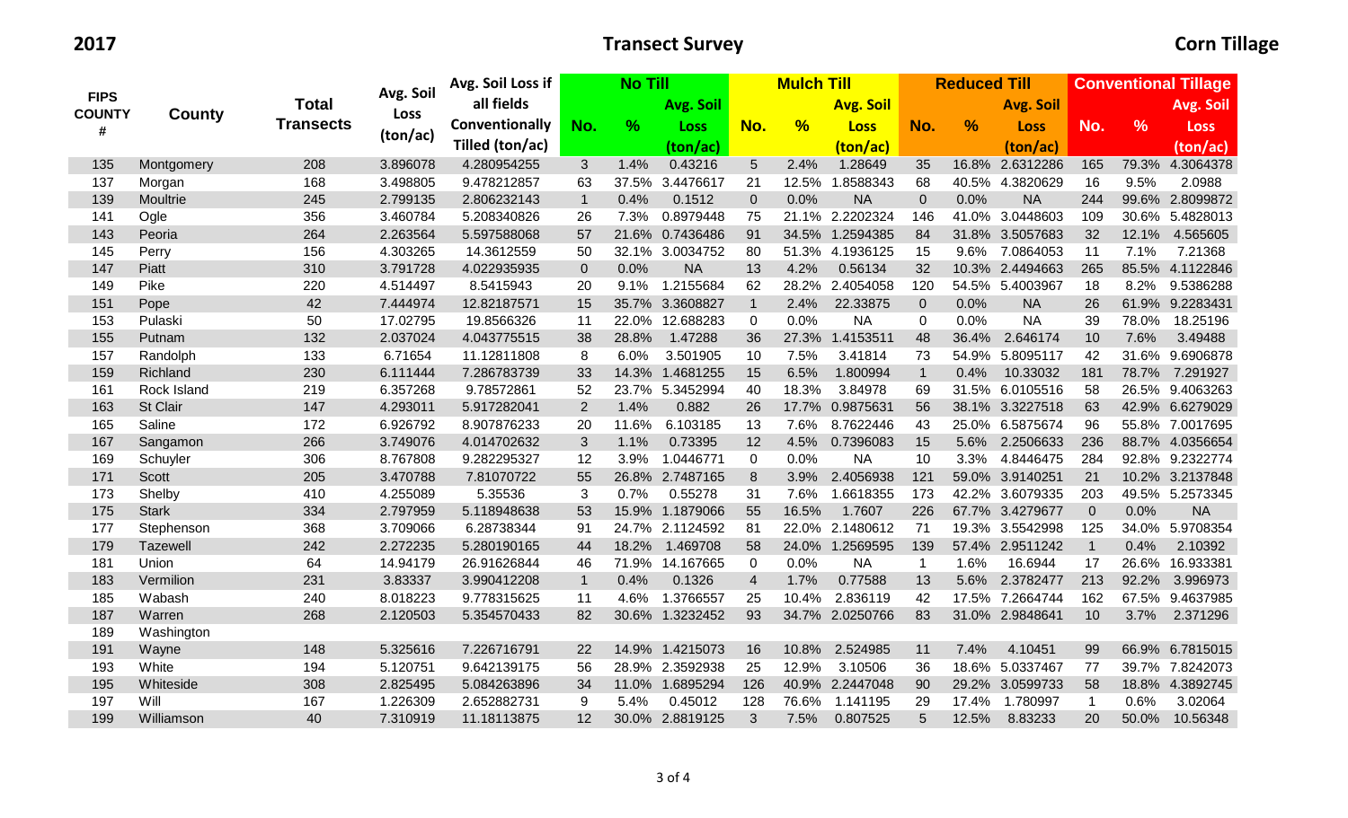2017 **Transect Survey** **Corn Tillage**

| FIPS COUNTY # | County | Total Transects | Avg. Soil Loss (ton/ac) | Avg. Soil Loss if all fields Conventionally Tilled (ton/ac) | No Till | | | Mulch Till | | | Reduced Till | | | Conventional Tillage | | |
|---|---|---|---|---|---|---|---|---|---|---|---|---|---|---|---|---|
| | | | | | No. | % | Avg. Soil Loss (ton/ac) | No. | % | Avg. Soil Loss (ton/ac) | No. | % | Avg. Soil Loss (ton/ac) | No. | % | Avg. Soil Loss (ton/ac) |
| 135 | Montgomery | 208 | 3.896078 | 4.280954255 | 3 | 1.4% | 0.43216 | 5 | 2.4% | 1.28649 | 35 | 16.8% | 2.6312286 | 165 | 79.3% | 4.3064378 |
| 137 | Morgan | 168 | 3.498805 | 9.478212857 | 63 | 37.5% | 3.4476617 | 21 | 12.5% | 1.8588343 | 68 | 40.5% | 4.3820629 | 16 | 9.5% | 2.0988 |
| 139 | Moultrie | 245 | 2.799135 | 2.806232143 | 1 | 0.4% | 0.1512 | 0 | 0.0% | NA | 0 | 0.0% | NA | 244 | 99.6% | 2.8099872 |
| 141 | Ogle | 356 | 3.460784 | 5.208340826 | 26 | 7.3% | 0.8979448 | 75 | 21.1% | 2.2202324 | 146 | 41.0% | 3.0448603 | 109 | 30.6% | 5.4828013 |
| 143 | Peoria | 264 | 2.263564 | 5.597588068 | 57 | 21.6% | 0.7436486 | 91 | 34.5% | 1.2594385 | 84 | 31.8% | 3.5057683 | 32 | 12.1% | 4.565605 |
| 145 | Perry | 156 | 4.303265 | 14.3612559 | 50 | 32.1% | 3.0034752 | 80 | 51.3% | 4.1936125 | 15 | 9.6% | 7.0864053 | 11 | 7.1% | 7.21368 |
| 147 | Piatt | 310 | 3.791728 | 4.022935935 | 0 | 0.0% | NA | 13 | 4.2% | 0.56134 | 32 | 10.3% | 2.4494663 | 265 | 85.5% | 4.1122846 |
| 149 | Pike | 220 | 4.514497 | 8.5415943 | 20 | 9.1% | 1.2155684 | 62 | 28.2% | 2.4054058 | 120 | 54.5% | 5.4003967 | 18 | 8.2% | 9.5386288 |
| 151 | Pope | 42 | 7.444974 | 12.82187571 | 15 | 35.7% | 3.3608827 | 1 | 2.4% | 22.33875 | 0 | 0.0% | NA | 26 | 61.9% | 9.2283431 |
| 153 | Pulaski | 50 | 17.02795 | 19.8566326 | 11 | 22.0% | 12.688283 | 0 | 0.0% | NA | 0 | 0.0% | NA | 39 | 78.0% | 18.25196 |
| 155 | Putnam | 132 | 2.037024 | 4.043775515 | 38 | 28.8% | 1.47288 | 36 | 27.3% | 1.4153511 | 48 | 36.4% | 2.646174 | 10 | 7.6% | 3.49488 |
| 157 | Randolph | 133 | 6.71654 | 11.12811808 | 8 | 6.0% | 3.501905 | 10 | 7.5% | 3.41814 | 73 | 54.9% | 5.8095117 | 42 | 31.6% | 9.6906878 |
| 159 | Richland | 230 | 6.111444 | 7.286783739 | 33 | 14.3% | 1.4681255 | 15 | 6.5% | 1.800994 | 1 | 0.4% | 10.33032 | 181 | 78.7% | 7.291927 |
| 161 | Rock Island | 219 | 6.357268 | 9.78572861 | 52 | 23.7% | 5.3452994 | 40 | 18.3% | 3.84978 | 69 | 31.5% | 6.0105516 | 58 | 26.5% | 9.4063263 |
| 163 | St Clair | 147 | 4.293011 | 5.917282041 | 2 | 1.4% | 0.882 | 26 | 17.7% | 0.9875631 | 56 | 38.1% | 3.3227518 | 63 | 42.9% | 6.6279029 |
| 165 | Saline | 172 | 6.926792 | 8.907876233 | 20 | 11.6% | 6.103185 | 13 | 7.6% | 8.7622446 | 43 | 25.0% | 6.5875674 | 96 | 55.8% | 7.0017695 |
| 167 | Sangamon | 266 | 3.749076 | 4.014702632 | 3 | 1.1% | 0.73395 | 12 | 4.5% | 0.7396083 | 15 | 5.6% | 2.2506633 | 236 | 88.7% | 4.0356654 |
| 169 | Schuyler | 306 | 8.767808 | 9.282295327 | 12 | 3.9% | 1.0446771 | 0 | 0.0% | NA | 10 | 3.3% | 4.8446475 | 284 | 92.8% | 9.2322774 |
| 171 | Scott | 205 | 3.470788 | 7.81070722 | 55 | 26.8% | 2.7487165 | 8 | 3.9% | 2.4056938 | 121 | 59.0% | 3.9140251 | 21 | 10.2% | 3.2137848 |
| 173 | Shelby | 410 | 4.255089 | 5.35536 | 3 | 0.7% | 0.55278 | 31 | 7.6% | 1.6618355 | 173 | 42.2% | 3.6079335 | 203 | 49.5% | 5.2573345 |
| 175 | Stark | 334 | 2.797959 | 5.118948638 | 53 | 15.9% | 1.1879066 | 55 | 16.5% | 1.7607 | 226 | 67.7% | 3.4279677 | 0 | 0.0% | NA |
| 177 | Stephenson | 368 | 3.709066 | 6.28738344 | 91 | 24.7% | 2.1124592 | 81 | 22.0% | 2.1480612 | 71 | 19.3% | 3.5542998 | 125 | 34.0% | 5.9708354 |
| 179 | Tazewell | 242 | 2.272235 | 5.280190165 | 44 | 18.2% | 1.469708 | 58 | 24.0% | 1.2569595 | 139 | 57.4% | 2.9511242 | 1 | 0.4% | 2.10392 |
| 181 | Union | 64 | 14.94179 | 26.91626844 | 46 | 71.9% | 14.167665 | 0 | 0.0% | NA | 1 | 1.6% | 16.6944 | 17 | 26.6% | 16.933381 |
| 183 | Vermilion | 231 | 3.83337 | 3.990412208 | 1 | 0.4% | 0.1326 | 4 | 1.7% | 0.77588 | 13 | 5.6% | 2.3782477 | 213 | 92.2% | 3.996973 |
| 185 | Wabash | 240 | 8.018223 | 9.778315625 | 11 | 4.6% | 1.3766557 | 25 | 10.4% | 2.836119 | 42 | 17.5% | 7.2664744 | 162 | 67.5% | 9.4637985 |
| 187 | Warren | 268 | 2.120503 | 5.354570433 | 82 | 30.6% | 1.3232452 | 93 | 34.7% | 2.0250766 | 83 | 31.0% | 2.9848641 | 10 | 3.7% | 2.371296 |
| 189 | Washington | | | | | | | | | | | | | | | |
| 191 | Wayne | 148 | 5.325616 | 7.226716791 | 22 | 14.9% | 1.4215073 | 16 | 10.8% | 2.524985 | 11 | 7.4% | 4.10451 | 99 | 66.9% | 6.7815015 |
| 193 | White | 194 | 5.120751 | 9.642139175 | 56 | 28.9% | 2.3592938 | 25 | 12.9% | 3.10506 | 36 | 18.6% | 5.0337467 | 77 | 39.7% | 7.8242073 |
| 195 | Whiteside | 308 | 2.825495 | 5.084263896 | 34 | 11.0% | 1.6895294 | 126 | 40.9% | 2.2447048 | 90 | 29.2% | 3.0599733 | 58 | 18.8% | 4.3892745 |
| 197 | Will | 167 | 1.226309 | 2.652882731 | 9 | 5.4% | 0.45012 | 128 | 76.6% | 1.141195 | 29 | 17.4% | 1.780997 | 1 | 0.6% | 3.02064 |
| 199 | Williamson | 40 | 7.310919 | 11.18113875 | 12 | 30.0% | 2.8819125 | 3 | 7.5% | 0.807525 | 5 | 12.5% | 8.83233 | 20 | 50.0% | 10.56348 |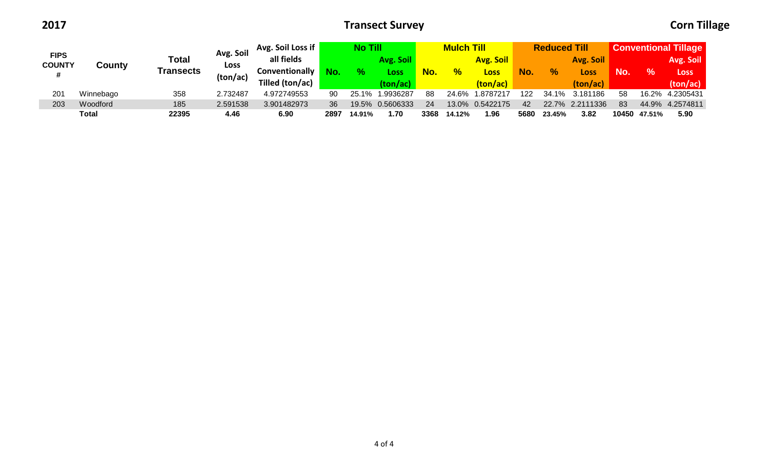2017 **Transect Survey** **Corn Tillage**

| FIPS COUNTY # | County | Total Transects | Avg. Soil Loss (ton/ac) | Avg. Soil Loss if all fields Conventionally Tilled (ton/ac) | No Till | | | Mulch Till | | | Reduced Till | | | Conventional Tillage | | |
|---|---|---|---|---|---|---|---|---|---|---|---|---|---|---|---|---|
| | | | | | No. | % | Avg. Soil Loss (ton/ac) | No. | % | Avg. Soil Loss (ton/ac) | No. | % | Avg. Soil Loss (ton/ac) | No. | % | Avg. Soil Loss (ton/ac) |
| 201 | Winnebago | 358 | 2.732487 | 4.972749553 | 90 | 25.1% | 1.9936287 | 88 | 24.6% | 1.8787217 | 122 | 34.1% | 3.181186 | 58 | 16.2% | 4.2305431 |
| 203 | Woodford | 185 | 2.591538 | 3.901482973 | 36 | 19.5% | 0.5606333 | 24 | 13.0% | 0.5422175 | 42 | 22.7% | 2.2111336 | 83 | 44.9% | 4.2574811 |
| | **Total** | **22395** | **4.46** | **6.90** | **2897** | **14.91%** | **1.70** | **3368** | **14.12%** | **1.96** | **5680** | **23.45%** | **3.82** | **10450** | **47.51%** | **5.90** |